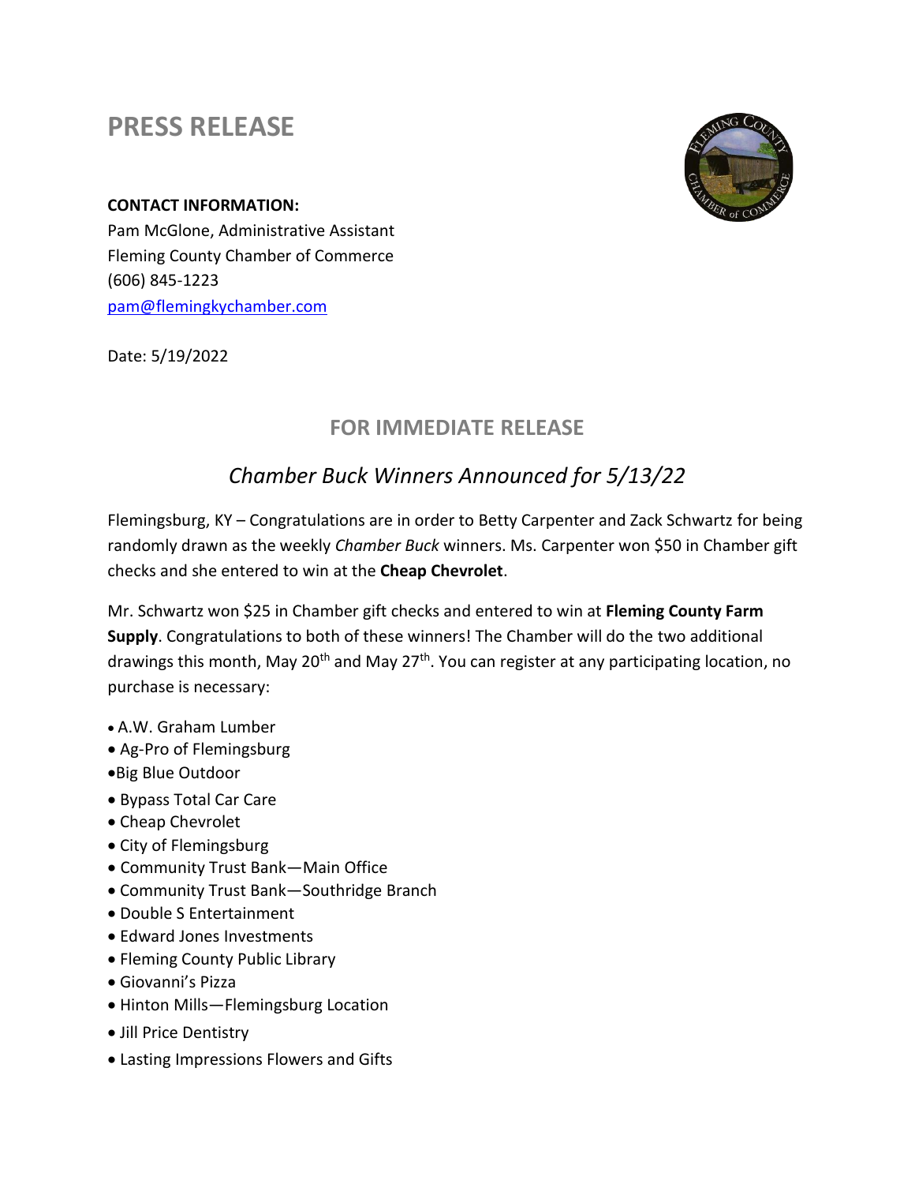# PRESS RELEASE

**CONTACT INFORMATION:**
Pam McGlone, Administrative Assistant
Fleming County Chamber of Commerce
(606) 845-1223
pam@flemingkychamber.com

Date: 5/19/2022

## FOR IMMEDIATE RELEASE

## *Chamber Buck Winners Announced for 5/13/22*

Flemingsburg, KY – Congratulations are in order to Betty Carpenter and Zack Schwartz for being randomly drawn as the weekly *Chamber Buck* winners. Ms. Carpenter won $50 in Chamber gift checks and she entered to win at the **Cheap Chevrolet**.

Mr. Schwartz won $25 in Chamber gift checks and entered to win at **Fleming County Farm Supply**. Congratulations to both of these winners! The Chamber will do the two additional drawings this month, May 20th and May 27th. You can register at any participating location, no purchase is necessary:

- A.W. Graham Lumber
- Ag-Pro of Flemingsburg
- Big Blue Outdoor
- Bypass Total Car Care
- Cheap Chevrolet
- City of Flemingsburg
- Community Trust Bank—Main Office
- Community Trust Bank—Southridge Branch
- Double S Entertainment
- Edward Jones Investments
- Fleming County Public Library
- Giovanni's Pizza
- Hinton Mills—Flemingsburg Location
- Jill Price Dentistry
- Lasting Impressions Flowers and Gifts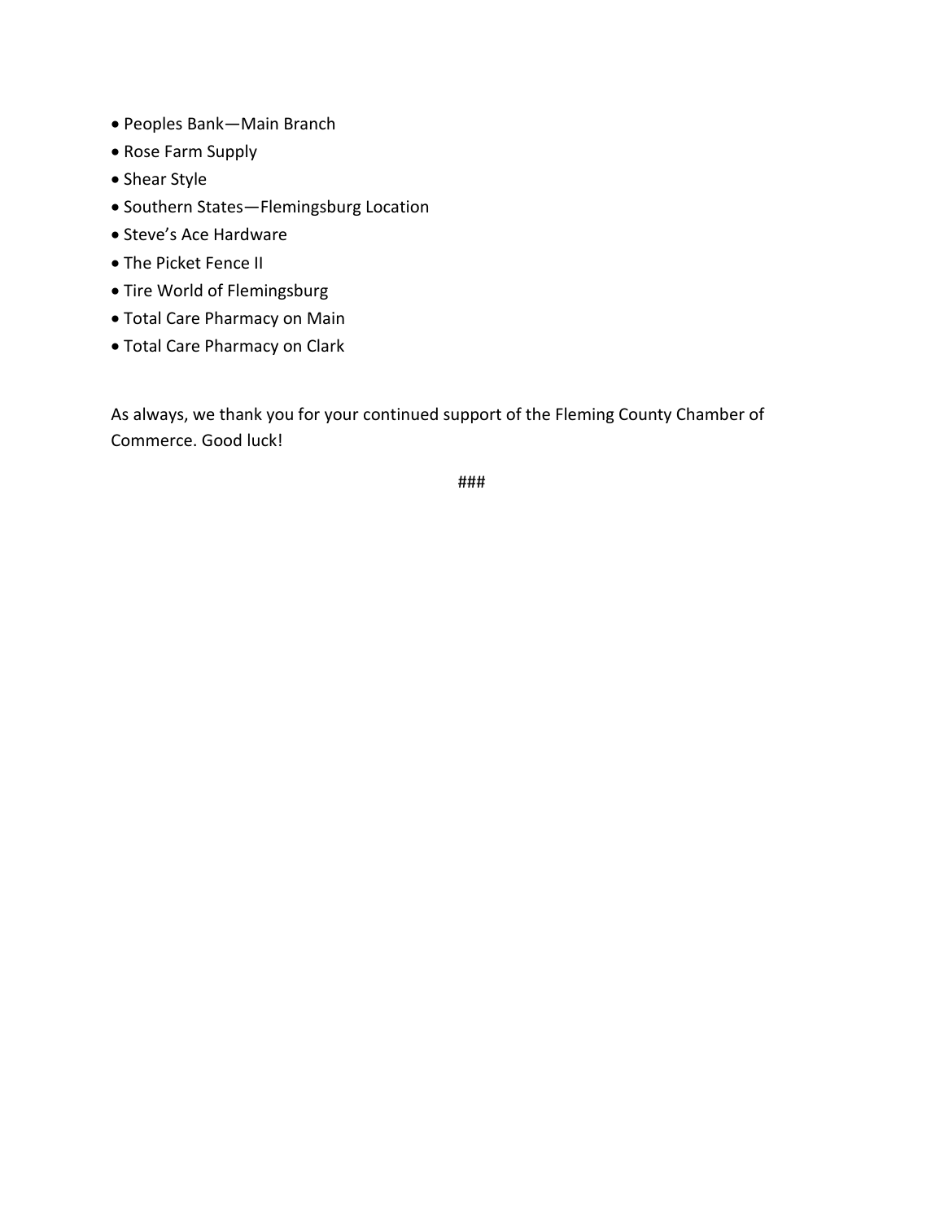- Peoples Bank—Main Branch
- Rose Farm Supply
- Shear Style
- Southern States—Flemingsburg Location
- Steve's Ace Hardware
- The Picket Fence II
- Tire World of Flemingsburg
- Total Care Pharmacy on Main
- Total Care Pharmacy on Clark

As always, we thank you for your continued support of the Fleming County Chamber of Commerce. Good luck!

###